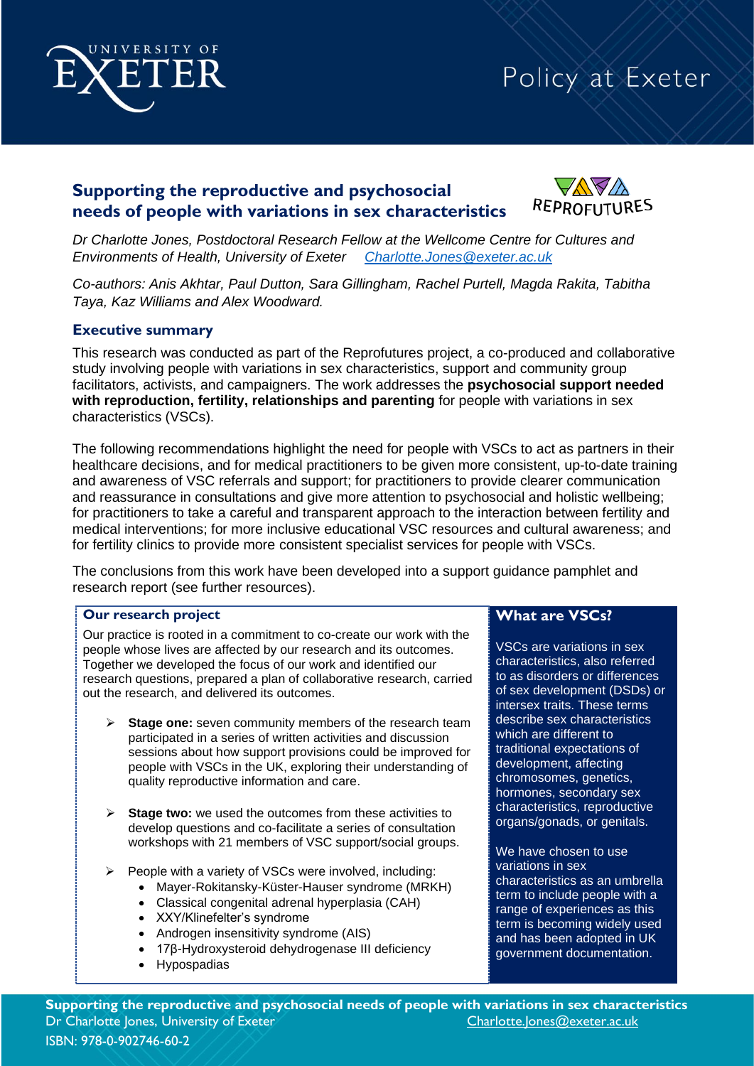Policy at Exeter

# Supporting the reproductive and psychosocial needs of people with variations in sex characteristics

REPROFUTURES

*Dr Charlotte Jones, Postdoctoral Research Fellow at the Wellcome Centre for Cultures and Environments of Health, University of Exeter* *Charlotte.Jones@exeter.ac.uk*

*Co-authors: Anis Akhtar, Paul Dutton, Sara Gillingham, Rachel Purtell, Magda Rakita, Tabitha Taya, Kaz Williams and Alex Woodward.*

## Executive summary

This research was conducted as part of the Reprofutures project, a co-produced and collaborative study involving people with variations in sex characteristics, support and community group facilitators, activists, and campaigners. The work addresses the **psychosocial support needed with reproduction, fertility, relationships and parenting** for people with variations in sex characteristics (VSCs).

The following recommendations highlight the need for people with VSCs to act as partners in their healthcare decisions, and for medical practitioners to be given more consistent, up-to-date training and awareness of VSC referrals and support; for practitioners to provide clearer communication and reassurance in consultations and give more attention to psychosocial and holistic wellbeing; for practitioners to take a careful and transparent approach to the interaction between fertility and medical interventions; for more inclusive educational VSC resources and cultural awareness; and for fertility clinics to provide more consistent specialist services for people with VSCs.

The conclusions from this work have been developed into a support guidance pamphlet and research report (see further resources).

### Our research project

Our practice is rooted in a commitment to co-create our work with the people whose lives are affected by our research and its outcomes. Together we developed the focus of our work and identified our research questions, prepared a plan of collaborative research, carried out the research, and delivered its outcomes.

- **Stage one:** seven community members of the research team participated in a series of written activities and discussion sessions about how support provisions could be improved for people with VSCs in the UK, exploring their understanding of quality reproductive information and care.
- **Stage two:** we used the outcomes from these activities to develop questions and co-facilitate a series of consultation workshops with 21 members of VSC support/social groups.
- People with a variety of VSCs were involved, including:
  - Mayer-Rokitansky-Küster-Hauser syndrome (MRKH)
  - Classical congenital adrenal hyperplasia (CAH)
  - XXY/Klinefelter's syndrome
  - Androgen insensitivity syndrome (AIS)
  - 17β-Hydroxysteroid dehydrogenase III deficiency
  - Hypospadias

### What are VSCs?

VSCs are variations in sex characteristics, also referred to as disorders or differences of sex development (DSDs) or intersex traits. These terms describe sex characteristics which are different to traditional expectations of development, affecting chromosomes, genetics, hormones, secondary sex characteristics, reproductive organs/gonads, or genitals.

We have chosen to use variations in sex characteristics as an umbrella term to include people with a range of experiences as this term is becoming widely used and has been adopted in UK government documentation.

ISBN: 978-0-902746-60-2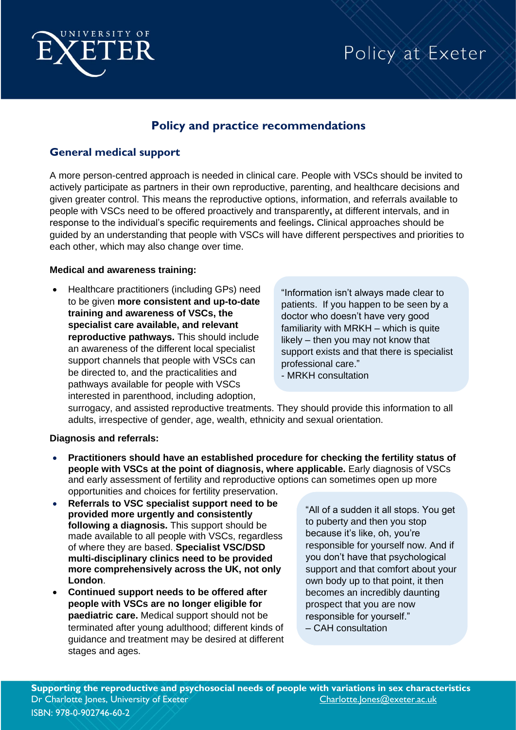# Policy and practice recommendations

## General medical support

A more person-centred approach is needed in clinical care. People with VSCs should be invited to actively participate as partners in their own reproductive, parenting, and healthcare decisions and given greater control. This means the reproductive options, information, and referrals available to people with VSCs need to be offered proactively and transparently**,** at different intervals, and in response to the individual's specific requirements and feelings**.** Clinical approaches should be guided by an understanding that people with VSCs will have different perspectives and priorities to each other, which may also change over time.

**Medical and awareness training:**

- Healthcare practitioners (including GPs) need to be given **more consistent and up-to-date training and awareness of VSCs, the specialist care available, and relevant reproductive pathways.** This should include an awareness of the different local specialist support channels that people with VSCs can be directed to, and the practicalities and pathways available for people with VSCs interested in parenthood, including adoption, surrogacy, and assisted reproductive treatments. They should provide this information to all adults, irrespective of gender, age, wealth, ethnicity and sexual orientation.

> "Information isn't always made clear to patients. If you happen to be seen by a doctor who doesn't have very good familiarity with MRKH – which is quite likely – then you may not know that support exists and that there is specialist professional care."
> - MRKH consultation

**Diagnosis and referrals:**

- **Practitioners should have an established procedure for checking the fertility status of people with VSCs at the point of diagnosis, where applicable.** Early diagnosis of VSCs and early assessment of fertility and reproductive options can sometimes open up more opportunities and choices for fertility preservation.
- **Referrals to VSC specialist support need to be provided more urgently and consistently following a diagnosis.** This support should be made available to all people with VSCs, regardless of where they are based. **Specialist VSC/DSD multi-disciplinary clinics need to be provided more comprehensively across the UK, not only London**.
- **Continued support needs to be offered after people with VSCs are no longer eligible for paediatric care.** Medical support should not be terminated after young adulthood; different kinds of guidance and treatment may be desired at different stages and ages.

> "All of a sudden it all stops. You get to puberty and then you stop because it's like, oh, you're responsible for yourself now. And if you don't have that psychological support and that comfort about your own body up to that point, it then becomes an incredibly daunting prospect that you are now responsible for yourself."
> – CAH consultation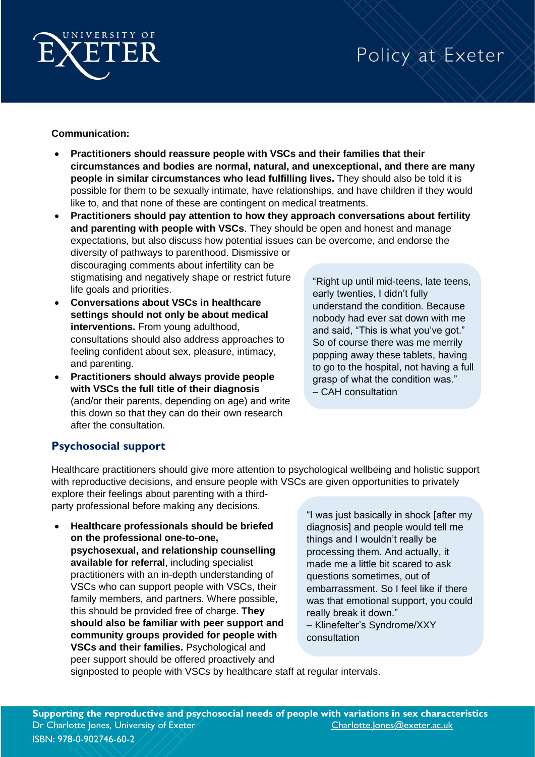**Communication:**

- **Practitioners should reassure people with VSCs and their families that their circumstances and bodies are normal, natural, and unexceptional, and there are many people in similar circumstances who lead fulfilling lives.** They should also be told it is possible for them to be sexually intimate, have relationships, and have children if they would like to, and that none of these are contingent on medical treatments.
- **Practitioners should pay attention to how they approach conversations about fertility and parenting with people with VSCs**. They should be open and honest and manage expectations, but also discuss how potential issues can be overcome, and endorse the diversity of pathways to parenthood. Dismissive or discouraging comments about infertility can be stigmatising and negatively shape or restrict future life goals and priorities.
- **Conversations about VSCs in healthcare settings should not only be about medical interventions.** From young adulthood, consultations should also address approaches to feeling confident about sex, pleasure, intimacy, and parenting.
- **Practitioners should always provide people with VSCs the full title of their diagnosis** (and/or their parents, depending on age) and write this down so that they can do their own research after the consultation.

> "Right up until mid-teens, late teens, early twenties, I didn't fully understand the condition. Because nobody had ever sat down with me and said, "This is what you've got." So of course there was me merrily popping away these tablets, having to go to the hospital, not having a full grasp of what the condition was."
> – CAH consultation

## Psychosocial support

Healthcare practitioners should give more attention to psychological wellbeing and holistic support with reproductive decisions, and ensure people with VSCs are given opportunities to privately explore their feelings about parenting with a third-party professional before making any decisions.

- **Healthcare professionals should be briefed on the professional one-to-one, psychosexual, and relationship counselling available for referral**, including specialist practitioners with an in-depth understanding of VSCs who can support people with VSCs, their family members, and partners. Where possible, this should be provided free of charge. **They should also be familiar with peer support and community groups provided for people with VSCs and their families.** Psychological and peer support should be offered proactively and signposted to people with VSCs by healthcare staff at regular intervals.

> "I was just basically in shock [after my diagnosis] and people would tell me things and I wouldn't really be processing them. And actually, it made me a little bit scared to ask questions sometimes, out of embarrassment. So I feel like if there was that emotional support, you could really break it down."
> – Klinefelter's Syndrome/XXY consultation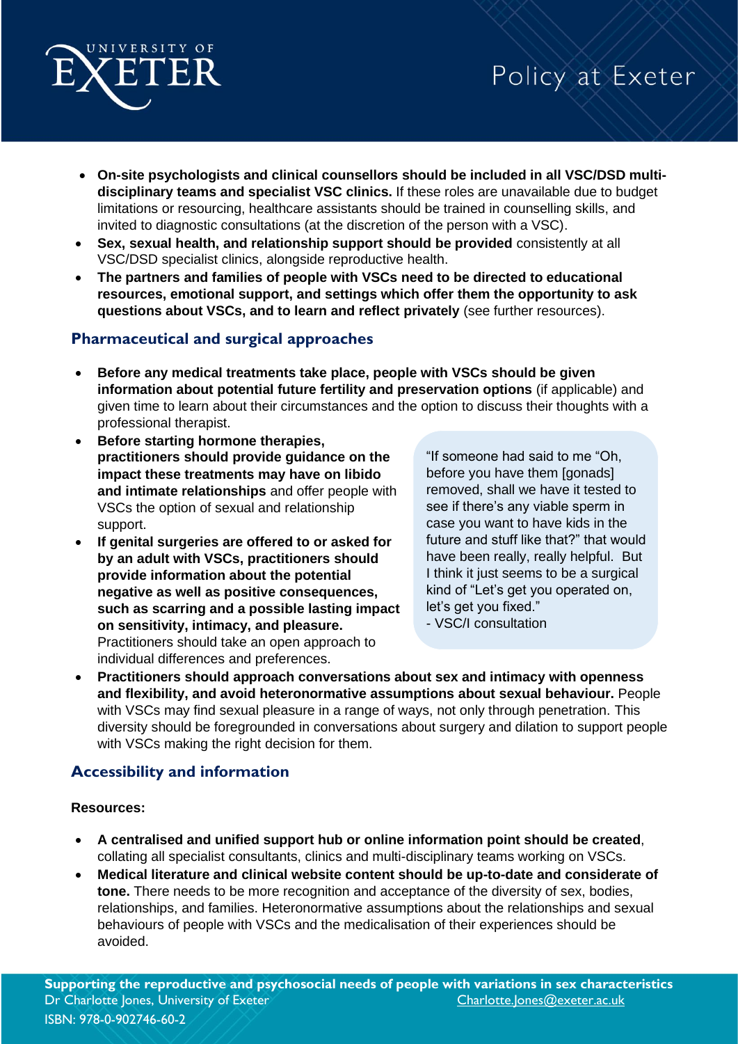- **On-site psychologists and clinical counsellors should be included in all VSC/DSD multi-disciplinary teams and specialist VSC clinics.** If these roles are unavailable due to budget limitations or resourcing, healthcare assistants should be trained in counselling skills, and invited to diagnostic consultations (at the discretion of the person with a VSC).
- **Sex, sexual health, and relationship support should be provided** consistently at all VSC/DSD specialist clinics, alongside reproductive health.
- **The partners and families of people with VSCs need to be directed to educational resources, emotional support, and settings which offer them the opportunity to ask questions about VSCs, and to learn and reflect privately** (see further resources).

## Pharmaceutical and surgical approaches

- **Before any medical treatments take place, people with VSCs should be given information about potential future fertility and preservation options** (if applicable) and given time to learn about their circumstances and the option to discuss their thoughts with a professional therapist.
- **Before starting hormone therapies, practitioners should provide guidance on the impact these treatments may have on libido and intimate relationships** and offer people with VSCs the option of sexual and relationship support.
- **If genital surgeries are offered to or asked for by an adult with VSCs, practitioners should provide information about the potential negative as well as positive consequences, such as scarring and a possible lasting impact on sensitivity, intimacy, and pleasure.** Practitioners should take an open approach to individual differences and preferences.
- **Practitioners should approach conversations about sex and intimacy with openness and flexibility, and avoid heteronormative assumptions about sexual behaviour.** People with VSCs may find sexual pleasure in a range of ways, not only through penetration. This diversity should be foregrounded in conversations about surgery and dilation to support people with VSCs making the right decision for them.

> "If someone had said to me "Oh, before you have them [gonads] removed, shall we have it tested to see if there's any viable sperm in case you want to have kids in the future and stuff like that?" that would have been really, really helpful. But I think it just seems to be a surgical kind of "Let's get you operated on, let's get you fixed."
> - VSC/I consultation

## Accessibility and information

**Resources:**

- **A centralised and unified support hub or online information point should be created**, collating all specialist consultants, clinics and multi-disciplinary teams working on VSCs.
- **Medical literature and clinical website content should be up-to-date and considerate of tone.** There needs to be more recognition and acceptance of the diversity of sex, bodies, relationships, and families. Heteronormative assumptions about the relationships and sexual behaviours of people with VSCs and the medicalisation of their experiences should be avoided.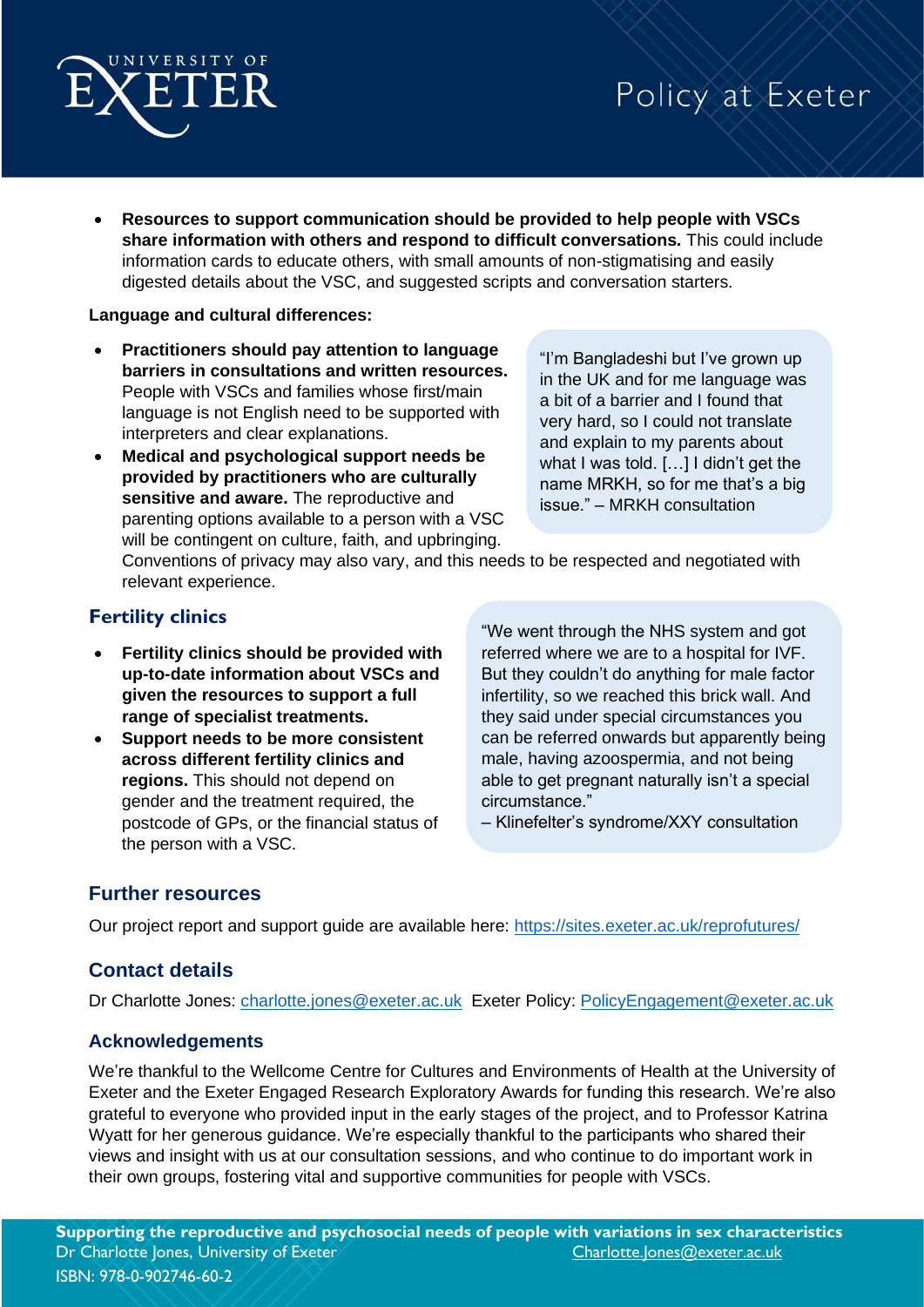- **Resources to support communication should be provided to help people with VSCs share information with others and respond to difficult conversations.** This could include information cards to educate others, with small amounts of non-stigmatising and easily digested details about the VSC, and suggested scripts and conversation starters.

**Language and cultural differences:**

- **Practitioners should pay attention to language barriers in consultations and written resources.** People with VSCs and families whose first/main language is not English need to be supported with interpreters and clear explanations.
- **Medical and psychological support needs be provided by practitioners who are culturally sensitive and aware.** The reproductive and parenting options available to a person with a VSC will be contingent on culture, faith, and upbringing. Conventions of privacy may also vary, and this needs to be respected and negotiated with relevant experience.

"I'm Bangladeshi but I've grown up in the UK and for me language was a bit of a barrier and I found that very hard, so I could not translate and explain to my parents about what I was told. […] I didn't get the name MRKH, so for me that's a big issue." – MRKH consultation

### Fertility clinics

- **Fertility clinics should be provided with up-to-date information about VSCs and given the resources to support a full range of specialist treatments.**
- **Support needs to be more consistent across different fertility clinics and regions.** This should not depend on gender and the treatment required, the postcode of GPs, or the financial status of the person with a VSC.

"We went through the NHS system and got referred where we are to a hospital for IVF. But they couldn't do anything for male factor infertility, so we reached this brick wall. And they said under special circumstances you can be referred onwards but apparently being male, having azoospermia, and not being able to get pregnant naturally isn't a special circumstance."
– Klinefelter's syndrome/XXY consultation

## Further resources

Our project report and support guide are available here: https://sites.exeter.ac.uk/reprofutures/

## Contact details

Dr Charlotte Jones: charlotte.jones@exeter.ac.uk Exeter Policy: PolicyEngagement@exeter.ac.uk

### Acknowledgements

We're thankful to the Wellcome Centre for Cultures and Environments of Health at the University of Exeter and the Exeter Engaged Research Exploratory Awards for funding this research. We're also grateful to everyone who provided input in the early stages of the project, and to Professor Katrina Wyatt for her generous guidance. We're especially thankful to the participants who shared their views and insight with us at our consultation sessions, and who continue to do important work in their own groups, fostering vital and supportive communities for people with VSCs.

**Supporting the reproductive and psychosocial needs of people with variations in sex characteristics**
Dr Charlotte Jones, University of Exeter Charlotte.Jones@exeter.ac.uk
ISBN: 978-0-902746-60-2